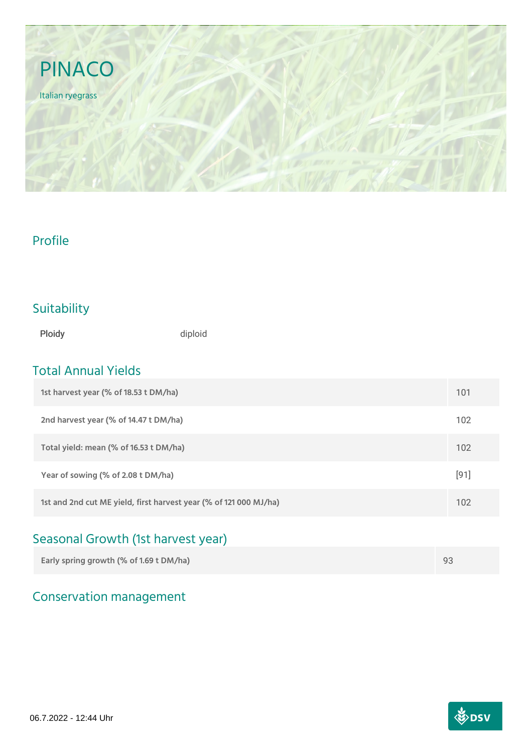# PINACO

Italian ryegrass

## Profile

## Suitability

| Ploidy | diploid |
|---|---|

## Total Annual Yields

| | |
|---|---|
| 1st harvest year (% of 18.53 t DM/ha) | 101 |
| 2nd harvest year (% of 14.47 t DM/ha) | 102 |
| Total yield: mean (% of 16.53 t DM/ha) | 102 |
| Year of sowing (% of 2.08 t DM/ha) | [91] |
| 1st and 2nd cut ME yield, first harvest year (% of 121 000 MJ/ha) | 102 |

## Seasonal Growth (1st harvest year)

| | |
|---|---|
| Early spring growth (% of 1.69 t DM/ha) | 93 |

## Conservation management

06.7.2022 - 12:44 Uhr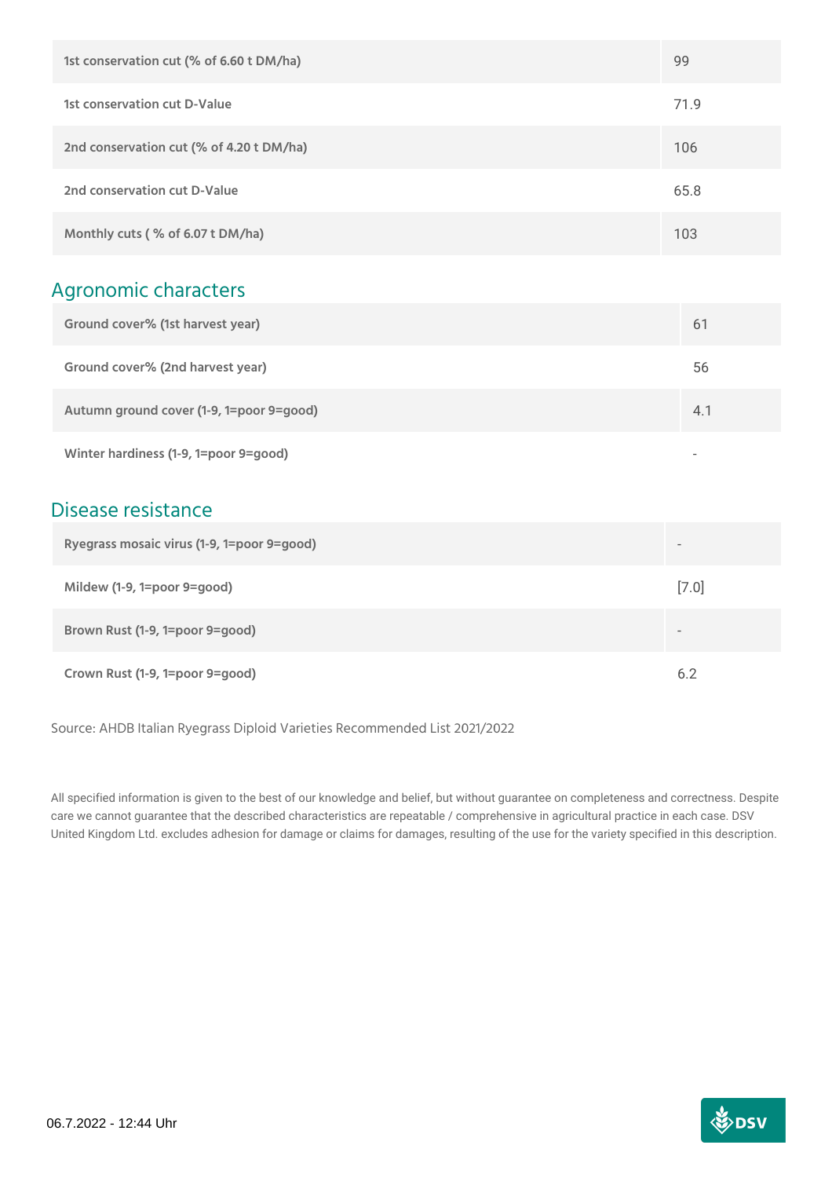| | |
|---|---|
| 1st conservation cut (% of 6.60 t DM/ha) | 99 |
| 1st conservation cut D-Value | 71.9 |
| 2nd conservation cut (% of 4.20 t DM/ha) | 106 |
| 2nd conservation cut D-Value | 65.8 |
| Monthly cuts ( % of 6.07 t DM/ha) | 103 |

## Agronomic characters

| | |
|---|---|
| Ground cover% (1st harvest year) | 61 |
| Ground cover% (2nd harvest year) | 56 |
| Autumn ground cover (1-9, 1=poor 9=good) | 4.1 |
| Winter hardiness (1-9, 1=poor 9=good) | - |

## Disease resistance

| | |
|---|---|
| Ryegrass mosaic virus (1-9, 1=poor 9=good) | - |
| Mildew (1-9, 1=poor 9=good) | [7.0] |
| Brown Rust (1-9, 1=poor 9=good) | - |
| Crown Rust (1-9, 1=poor 9=good) | 6.2 |

Source: AHDB Italian Ryegrass Diploid Varieties Recommended List 2021/2022

All specified information is given to the best of our knowledge and belief, but without guarantee on completeness and correctness. Despite care we cannot guarantee that the described characteristics are repeatable / comprehensive in agricultural practice in each case. DSV United Kingdom Ltd. excludes adhesion for damage or claims for damages, resulting of the use for the variety specified in this description.

06.7.2022 - 12:44 Uhr